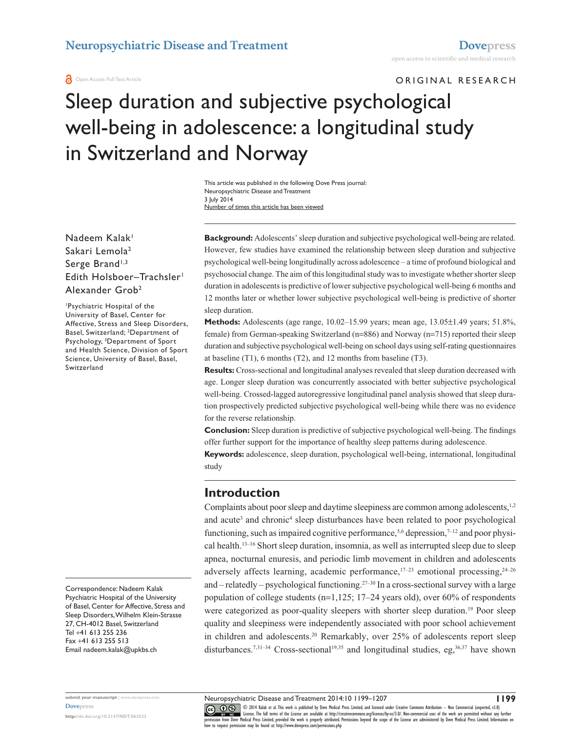ORIGINAL RESEARCH

# Sleep duration and subjective psychological well-being in adolescence: a longitudinal study in Switzerland and Norway

This article was published in the following Dove Press journal:
Neuropsychiatric Disease and Treatment
3 July 2014
Number of times this article has been viewed

Nadeem Kalak[1]
Sakari Lemola[2]
Serge Brand[1,3]
Edith Holsboer–Trachsler[1]
Alexander Grob[2]

[1]Psychiatric Hospital of the University of Basel, Center for Affective, Stress and Sleep Disorders, Basel, Switzerland; [2]Department of Psychology, [3]Department of Sport and Health Science, Division of Sport Science, University of Basel, Basel, Switzerland

Correspondence: Nadeem Kalak
Psychiatric Hospital of the University of Basel, Center for Affective, Stress and Sleep Disorders, Wilhelm Klein-Strasse 27, CH-4012 Basel, Switzerland
Tel +41 613 255 236
Fax +41 613 255 513
Email nadeem.kalak@upkbs.ch

**Background:** Adolescents' sleep duration and subjective psychological well-being are related. However, few studies have examined the relationship between sleep duration and subjective psychological well-being longitudinally across adolescence – a time of profound biological and psychosocial change. The aim of this longitudinal study was to investigate whether shorter sleep duration in adolescents is predictive of lower subjective psychological well-being 6 months and 12 months later or whether lower subjective psychological well-being is predictive of shorter sleep duration.

**Methods:** Adolescents (age range, 10.02–15.99 years; mean age, 13.05±1.49 years; 51.8%, female) from German-speaking Switzerland (n=886) and Norway (n=715) reported their sleep duration and subjective psychological well-being on school days using self-rating questionnaires at baseline (T1), 6 months (T2), and 12 months from baseline (T3).

**Results:** Cross-sectional and longitudinal analyses revealed that sleep duration decreased with age. Longer sleep duration was concurrently associated with better subjective psychological well-being. Crossed-lagged autoregressive longitudinal panel analysis showed that sleep duration prospectively predicted subjective psychological well-being while there was no evidence for the reverse relationship.

**Conclusion:** Sleep duration is predictive of subjective psychological well-being. The findings offer further support for the importance of healthy sleep patterns during adolescence.

**Keywords:** adolescence, sleep duration, psychological well-being, international, longitudinal study

## Introduction

Complaints about poor sleep and daytime sleepiness are common among adolescents,[1,2] and acute[3] and chronic[4] sleep disturbances have been related to poor psychological functioning, such as impaired cognitive performance,[5,6] depression,[7–12] and poor physical health.[13–16] Short sleep duration, insomnia, as well as interrupted sleep due to sleep apnea, nocturnal enuresis, and periodic limb movement in children and adolescents adversely affects learning, academic performance,[17–23] emotional processing,[24–26] and – relatedly – psychological functioning.[27–30] In a cross-sectional survey with a large population of college students (n=1,125; 17–24 years old), over 60% of respondents were categorized as poor-quality sleepers with shorter sleep duration.[19] Poor sleep quality and sleepiness were independently associated with poor school achievement in children and adolescents.[20] Remarkably, over 25% of adolescents report sleep disturbances.[7,31–34] Cross-sectional[19,35] and longitudinal studies, eg,[36,37] have shown

© 2014 Kalak et al. This work is published by Dove Medical Press Limited, and licensed under Creative Commons Attribution – Non Commercial (unported, v3.0) License. The full terms of the License are available at http://creativecommons.org/licenses/by-nc/3.0/. Non-commercial uses of the work are permitted without any further permission from Dove Medical Press Limited, provided the work is properly attributed. Permissions beyond the scope of the License are administered by Dove Medical Press Limited. Information on how to request permission may be found at: http://www.dovepress.com/permissions.php

http://dx.doi.org/10.2147/NDT.S62533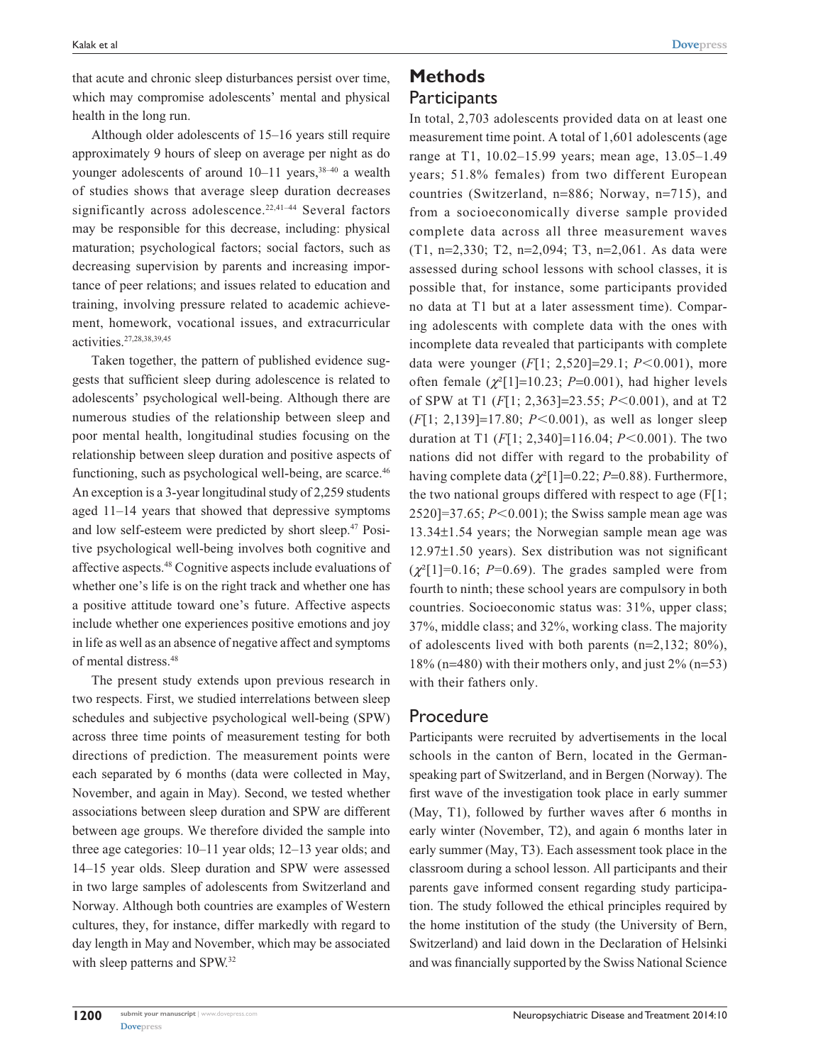that acute and chronic sleep disturbances persist over time, which may compromise adolescents' mental and physical health in the long run.

Although older adolescents of 15–16 years still require approximately 9 hours of sleep on average per night as do younger adolescents of around 10–11 years,[38–40] a wealth of studies shows that average sleep duration decreases significantly across adolescence.[22,41–44] Several factors may be responsible for this decrease, including: physical maturation; psychological factors; social factors, such as decreasing supervision by parents and increasing importance of peer relations; and issues related to education and training, involving pressure related to academic achievement, homework, vocational issues, and extracurricular activities.[27,28,38,39,45]

Taken together, the pattern of published evidence suggests that sufficient sleep during adolescence is related to adolescents' psychological well-being. Although there are numerous studies of the relationship between sleep and poor mental health, longitudinal studies focusing on the relationship between sleep duration and positive aspects of functioning, such as psychological well-being, are scarce.[46] An exception is a 3-year longitudinal study of 2,259 students aged 11–14 years that showed that depressive symptoms and low self-esteem were predicted by short sleep.[47] Positive psychological well-being involves both cognitive and affective aspects.[48] Cognitive aspects include evaluations of whether one's life is on the right track and whether one has a positive attitude toward one's future. Affective aspects include whether one experiences positive emotions and joy in life as well as an absence of negative affect and symptoms of mental distress.[48]

The present study extends upon previous research in two respects. First, we studied interrelations between sleep schedules and subjective psychological well-being (SPW) across three time points of measurement testing for both directions of prediction. The measurement points were each separated by 6 months (data were collected in May, November, and again in May). Second, we tested whether associations between sleep duration and SPW are different between age groups. We therefore divided the sample into three age categories: 10–11 year olds; 12–13 year olds; and 14–15 year olds. Sleep duration and SPW were assessed in two large samples of adolescents from Switzerland and Norway. Although both countries are examples of Western cultures, they, for instance, differ markedly with regard to day length in May and November, which may be associated with sleep patterns and SPW.[32]

# Methods

## Participants

In total, 2,703 adolescents provided data on at least one measurement time point. A total of 1,601 adolescents (age range at T1, 10.02–15.99 years; mean age, 13.05–1.49 years; 51.8% females) from two different European countries (Switzerland, n=886; Norway, n=715), and from a socioeconomically diverse sample provided complete data across all three measurement waves (T1, n=2,330; T2, n=2,094; T3, n=2,061. As data were assessed during school lessons with school classes, it is possible that, for instance, some participants provided no data at T1 but at a later assessment time). Comparing adolescents with complete data with the ones with incomplete data revealed that participants with complete data were younger ($F$[1; 2,520]=29.1; $P<0.001$), more often female ($\chi^2$[1]=10.23; $P=0.001$), had higher levels of SPW at T1 ($F$[1; 2,363]=23.55; $P<0.001$), and at T2 ($F$[1; 2,139]=17.80; $P<0.001$), as well as longer sleep duration at T1 ($F$[1; 2,340]=116.04; $P<0.001$). The two nations did not differ with regard to the probability of having complete data ($\chi^2$[1]=0.22; $P=0.88$). Furthermore, the two national groups differed with respect to age (F[1; 2520]=37.65; $P<0.001$); the Swiss sample mean age was 13.34±1.54 years; the Norwegian sample mean age was 12.97±1.50 years). Sex distribution was not significant ($\chi^2$[1]=0.16; $P=0.69$). The grades sampled were from fourth to ninth; these school years are compulsory in both countries. Socioeconomic status was: 31%, upper class; 37%, middle class; and 32%, working class. The majority of adolescents lived with both parents (n=2,132; 80%), 18% (n=480) with their mothers only, and just 2% (n=53) with their fathers only.

## Procedure

Participants were recruited by advertisements in the local schools in the canton of Bern, located in the German-speaking part of Switzerland, and in Bergen (Norway). The first wave of the investigation took place in early summer (May, T1), followed by further waves after 6 months in early winter (November, T2), and again 6 months later in early summer (May, T3). Each assessment took place in the classroom during a school lesson. All participants and their parents gave informed consent regarding study participation. The study followed the ethical principles required by the home institution of the study (the University of Bern, Switzerland) and laid down in the Declaration of Helsinki and was financially supported by the Swiss National Science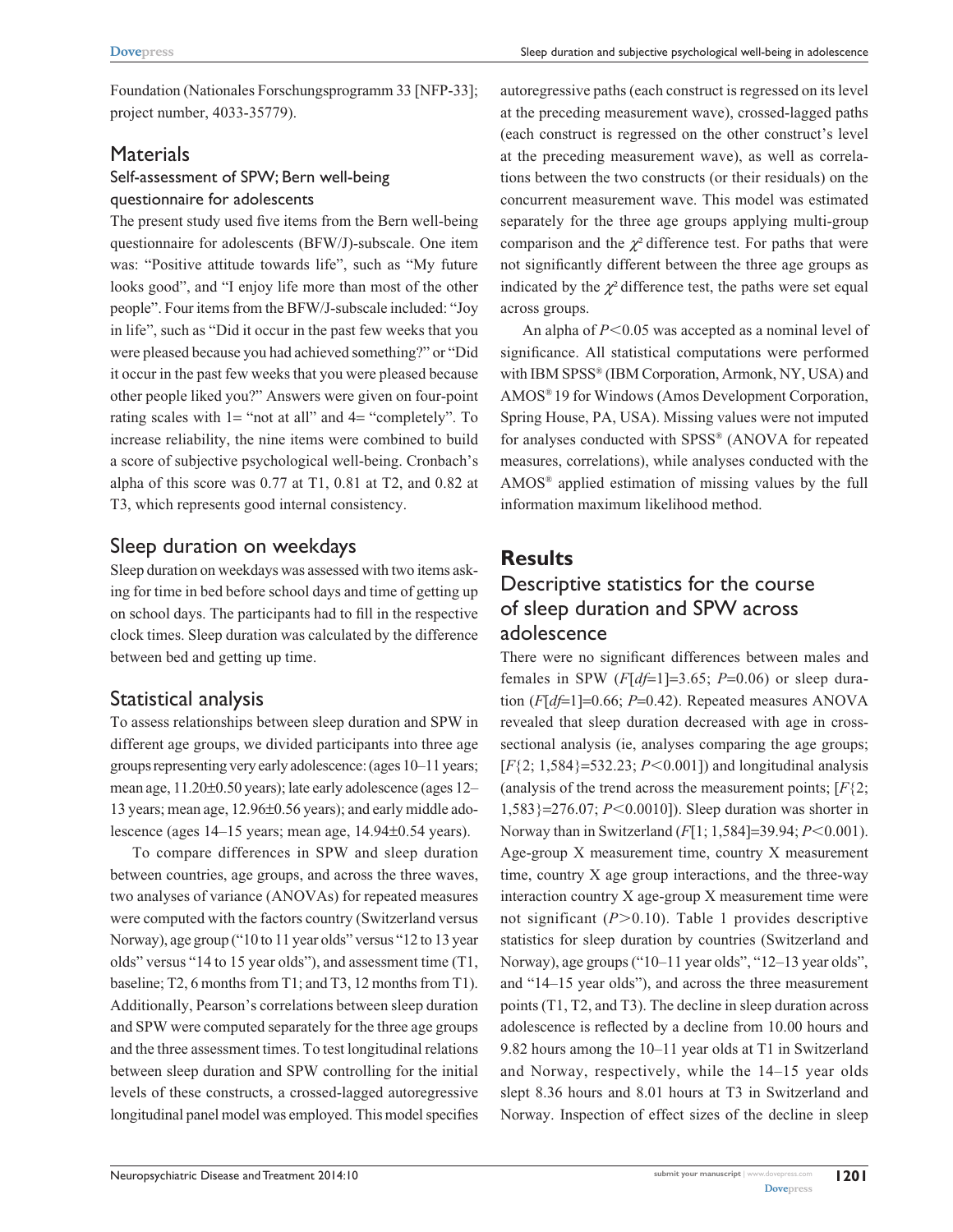Foundation (Nationales Forschungsprogramm 33 [NFP-33]; project number, 4033-35779).

## Materials

### Self-assessment of SPW; Bern well-being questionnaire for adolescents

The present study used five items from the Bern well-being questionnaire for adolescents (BFW/J)-subscale. One item was: "Positive attitude towards life", such as "My future looks good", and "I enjoy life more than most of the other people". Four items from the BFW/J-subscale included: "Joy in life", such as "Did it occur in the past few weeks that you were pleased because you had achieved something?" or "Did it occur in the past few weeks that you were pleased because other people liked you?" Answers were given on four-point rating scales with 1= "not at all" and 4= "completely". To increase reliability, the nine items were combined to build a score of subjective psychological well-being. Cronbach's alpha of this score was 0.77 at T1, 0.81 at T2, and 0.82 at T3, which represents good internal consistency.

## Sleep duration on weekdays

Sleep duration on weekdays was assessed with two items asking for time in bed before school days and time of getting up on school days. The participants had to fill in the respective clock times. Sleep duration was calculated by the difference between bed and getting up time.

## Statistical analysis

To assess relationships between sleep duration and SPW in different age groups, we divided participants into three age groups representing very early adolescence: (ages 10–11 years; mean age, 11.20±0.50 years); late early adolescence (ages 12–13 years; mean age, 12.96±0.56 years); and early middle adolescence (ages 14–15 years; mean age, 14.94±0.54 years).

To compare differences in SPW and sleep duration between countries, age groups, and across the three waves, two analyses of variance (ANOVAs) for repeated measures were computed with the factors country (Switzerland versus Norway), age group ("10 to 11 year olds" versus "12 to 13 year olds" versus "14 to 15 year olds"), and assessment time (T1, baseline; T2, 6 months from T1; and T3, 12 months from T1). Additionally, Pearson's correlations between sleep duration and SPW were computed separately for the three age groups and the three assessment times. To test longitudinal relations between sleep duration and SPW controlling for the initial levels of these constructs, a crossed-lagged autoregressive longitudinal panel model was employed. This model specifies autoregressive paths (each construct is regressed on its level at the preceding measurement wave), crossed-lagged paths (each construct is regressed on the other construct's level at the preceding measurement wave), as well as correlations between the two constructs (or their residuals) on the concurrent measurement wave. This model was estimated separately for the three age groups applying multi-group comparison and the $\chi^2$ difference test. For paths that were not significantly different between the three age groups as indicated by the $\chi^2$ difference test, the paths were set equal across groups.

An alpha of $P<0.05$ was accepted as a nominal level of significance. All statistical computations were performed with IBM SPSS® (IBM Corporation, Armonk, NY, USA) and AMOS® 19 for Windows (Amos Development Corporation, Spring House, PA, USA). Missing values were not imputed for analyses conducted with SPSS® (ANOVA for repeated measures, correlations), while analyses conducted with the AMOS® applied estimation of missing values by the full information maximum likelihood method.

# Results

## Descriptive statistics for the course of sleep duration and SPW across adolescence

There were no significant differences between males and females in SPW ($F[df=1]=3.65$; $P=0.06$) or sleep duration ($F[df=1]=0.66$; $P=0.42$). Repeated measures ANOVA revealed that sleep duration decreased with age in cross-sectional analysis (ie, analyses comparing the age groups; [$F\{2;\ 1{,}584\}=532.23$; $P<0.001$]) and longitudinal analysis (analysis of the trend across the measurement points; [$F\{2;\ 1{,}583\}=276.07$; $P<0.0010$]). Sleep duration was shorter in Norway than in Switzerland ($F[1;\ 1{,}584]=39.94$; $P<0.001$). Age-group X measurement time, country X measurement time, country X age group interactions, and the three-way interaction country X age-group X measurement time were not significant ($P>0.10$). Table 1 provides descriptive statistics for sleep duration by countries (Switzerland and Norway), age groups ("10–11 year olds", "12–13 year olds", and "14–15 year olds"), and across the three measurement points (T1, T2, and T3). The decline in sleep duration across adolescence is reflected by a decline from 10.00 hours and 9.82 hours among the 10–11 year olds at T1 in Switzerland and Norway, respectively, while the 14–15 year olds slept 8.36 hours and 8.01 hours at T3 in Switzerland and Norway. Inspection of effect sizes of the decline in sleep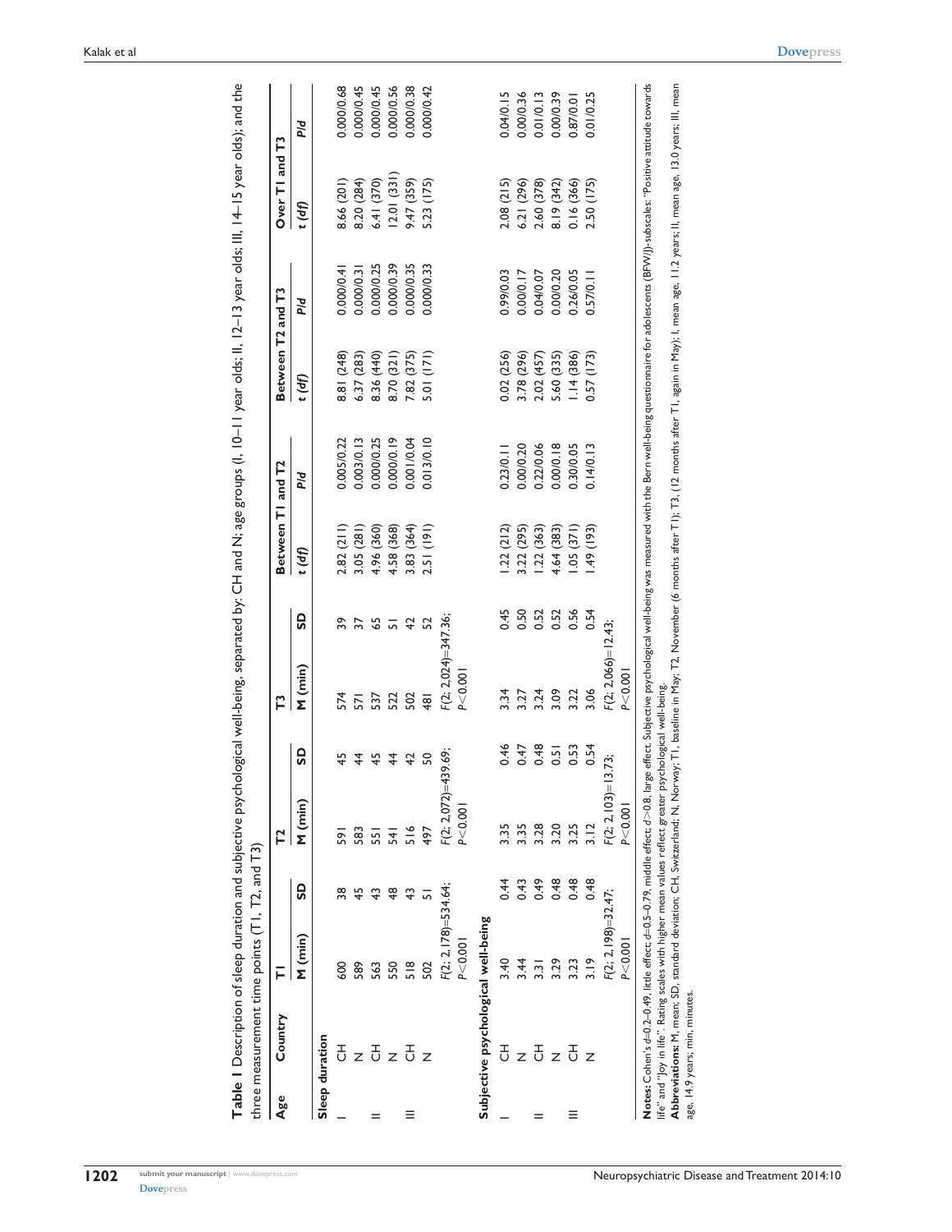**Table 1** Description of sleep duration and subjective psychological well-being, separated by: CH and N; age groups (I, 10–11 year olds; II, 12–13 year olds; III, 14–15 year olds); and the three measurement time points (T1, T2, and T3)

| Age | Country | T1 | | T2 | | T3 | | Between T1 and T2 | | Between T2 and T3 | | Over T1 and T3 | |
|---|---|---|---|---|---|---|---|---|---|---|---|---|---|
| | | M (min) | SD | M (min) | SD | M (min) | SD | t (df) | P/d | t (df) | P/d | t (df) | P/d |
| **Sleep duration** | | | | | | | | | | | | | |
| I | CH | 600 | 38 | 591 | 45 | 574 | 39 | 2.82 (211) | 0.005/0.22 | 8.81 (248) | 0.000/0.41 | 8.66 (201) | 0.000/0.68 |
| | N | 589 | 45 | 583 | 44 | 571 | 37 | 3.05 (281) | 0.003/0.13 | 6.37 (283) | 0.000/0.31 | 8.20 (284) | 0.000/0.45 |
| II | CH | 563 | 43 | 551 | 45 | 537 | 65 | 4.96 (360) | 0.000/0.25 | 8.36 (440) | 0.000/0.25 | 6.41 (370) | 0.000/0.45 |
| | N | 550 | 48 | 541 | 44 | 522 | 51 | 4.58 (368) | 0.000/0.19 | 8.70 (321) | 0.000/0.39 | 12.01 (331) | 0.000/0.56 |
| III | CH | 518 | 43 | 516 | 42 | 502 | 42 | 3.83 (364) | 0.001/0.04 | 7.82 (375) | 0.000/0.35 | 9.47 (359) | 0.000/0.38 |
| | N | 502 | 51 | 497 | 50 | 481 | 52 | 2.51 (191) | 0.013/0.10 | 5.01 (171) | 0.000/0.33 | 5.23 (175) | 0.000/0.42 |
| | | $F(2; 2,178)=534.64$; $P<0.001$ | | $F(2; 2,072)=439.69$; $P<0.001$ | | $F(2; 2,024)=347.36$; $P<0.001$ | | | | | | | |
| **Subjective psychological well-being** | | | | | | | | | | | | | |
| I | CH | 3.40 | 0.44 | 3.35 | 0.46 | 3.34 | 0.45 | 1.22 (212) | 0.23/0.11 | 0.02 (256) | 0.99/0.03 | 2.08 (215) | 0.04/0.15 |
| | N | 3.44 | 0.43 | 3.35 | 0.47 | 3.27 | 0.50 | 3.22 (295) | 0.00/0.20 | 3.78 (296) | 0.00/0.17 | 6.21 (296) | 0.00/0.36 |
| II | CH | 3.31 | 0.49 | 3.28 | 0.48 | 3.24 | 0.52 | 1.22 (363) | 0.22/0.06 | 2.02 (457) | 0.04/0.07 | 2.60 (378) | 0.01/0.13 |
| | N | 3.29 | 0.48 | 3.20 | 0.51 | 3.09 | 0.52 | 4.64 (383) | 0.00/0.18 | 5.60 (335) | 0.00/0.20 | 8.19 (342) | 0.00/0.39 |
| III | CH | 3.23 | 0.48 | 3.25 | 0.53 | 3.22 | 0.56 | 1.05 (371) | 0.30/0.05 | 1.14 (386) | 0.26/0.05 | 0.16 (366) | 0.87/0.01 |
| | N | 3.19 | 0.48 | 3.12 | 0.54 | 3.06 | 0.54 | 1.49 (193) | 0.14/0.13 | 0.57 (173) | 0.57/0.11 | 2.50 (175) | 0.01/0.25 |
| | | $F(2; 2,198)=32.47$; $P<0.001$ | | $F(2; 2,103)=13.73$; $P<0.001$ | | $F(2; 2,066)=12.43$; $P<0.001$ | | | | | | | |

**Notes:** Cohen's $d$=0.2–0.49, little effect; $d$=0.5–0.79, middle effect; $d$>0.8, large effect. Subjective psychological well-being was measured with the Bern well-being questionnaire for adolescents (BFW/J)-subscales: "Positive attitude towards life" and "Joy in life". Rating scales with higher mean values reflect greater psychological well-being.

**Abbreviations:** M, mean; SD, standard deviation; CH, Switzerland; N, Norway; T1, baseline in May; T2, November (6 months after T1); T3, (12 months after T1, again in May); I, mean age, 11.2 years; II, mean age, 13.0 years; III, mean age, 14.9 years; min, minutes.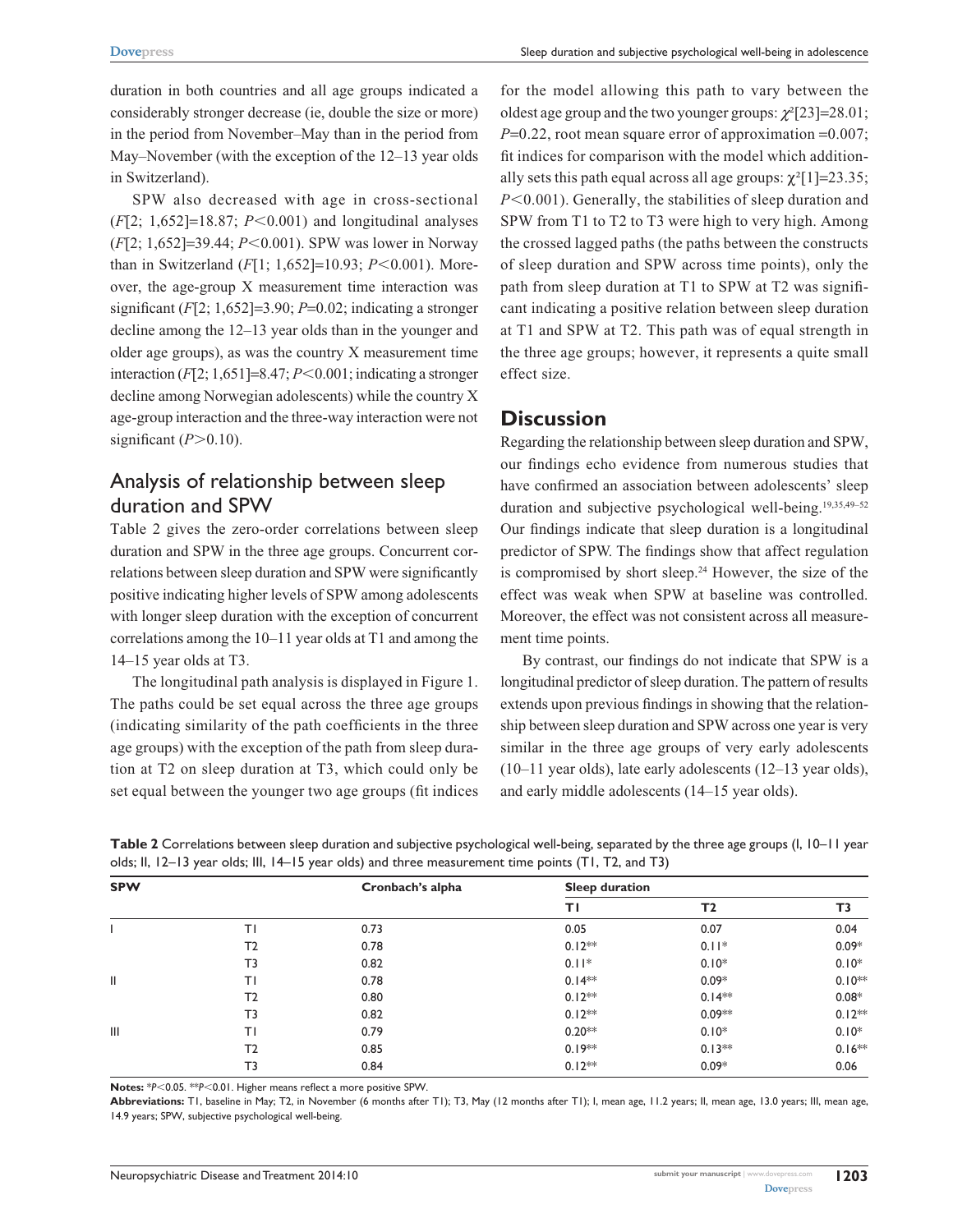duration in both countries and all age groups indicated a considerably stronger decrease (ie, double the size or more) in the period from November–May than in the period from May–November (with the exception of the 12–13 year olds in Switzerland).

SPW also decreased with age in cross-sectional ($F$[2; 1,652]=18.87; $P<0.001$) and longitudinal analyses ($F$[2; 1,652]=39.44; $P<0.001$). SPW was lower in Norway than in Switzerland ($F$[1; 1,652]=10.93; $P<0.001$). Moreover, the age-group X measurement time interaction was significant ($F$[2; 1,652]=3.90; $P$=0.02; indicating a stronger decline among the 12–13 year olds than in the younger and older age groups), as was the country X measurement time interaction ($F$[2; 1,651]=8.47; $P<0.001$; indicating a stronger decline among Norwegian adolescents) while the country X age-group interaction and the three-way interaction were not significant ($P>0.10$).

## Analysis of relationship between sleep duration and SPW

Table 2 gives the zero-order correlations between sleep duration and SPW in the three age groups. Concurrent correlations between sleep duration and SPW were significantly positive indicating higher levels of SPW among adolescents with longer sleep duration with the exception of concurrent correlations among the 10–11 year olds at T1 and among the 14–15 year olds at T3.

The longitudinal path analysis is displayed in Figure 1. The paths could be set equal across the three age groups (indicating similarity of the path coefficients in the three age groups) with the exception of the path from sleep duration at T2 on sleep duration at T3, which could only be set equal between the younger two age groups (fit indices for the model allowing this path to vary between the oldest age group and the two younger groups: $\chi^2$[23]=28.01; $P$=0.22, root mean square error of approximation =0.007; fit indices for comparison with the model which additionally sets this path equal across all age groups: $\chi^2$[1]=23.35; $P<0.001$). Generally, the stabilities of sleep duration and SPW from T1 to T2 to T3 were high to very high. Among the crossed lagged paths (the paths between the constructs of sleep duration and SPW across time points), only the path from sleep duration at T1 to SPW at T2 was significant indicating a positive relation between sleep duration at T1 and SPW at T2. This path was of equal strength in the three age groups; however, it represents a quite small effect size.

## Discussion

Regarding the relationship between sleep duration and SPW, our findings echo evidence from numerous studies that have confirmed an association between adolescents' sleep duration and subjective psychological well-being.[19,35,49–52] Our findings indicate that sleep duration is a longitudinal predictor of SPW. The findings show that affect regulation is compromised by short sleep.[24] However, the size of the effect was weak when SPW at baseline was controlled. Moreover, the effect was not consistent across all measurement time points.

By contrast, our findings do not indicate that SPW is a longitudinal predictor of sleep duration. The pattern of results extends upon previous findings in showing that the relationship between sleep duration and SPW across one year is very similar in the three age groups of very early adolescents (10–11 year olds), late early adolescents (12–13 year olds), and early middle adolescents (14–15 year olds).

**Table 2** Correlations between sleep duration and subjective psychological well-being, separated by the three age groups (I, 10–11 year olds; II, 12–13 year olds; III, 14–15 year olds) and three measurement time points (T1, T2, and T3)

| SPW | | Cronbach's alpha | Sleep duration | | |
|---|---|---|---|---|---|
| | | | T1 | T2 | T3 |
| I | T1 | 0.73 | 0.05 | 0.07 | 0.04 |
| | T2 | 0.78 | 0.12** | 0.11* | 0.09* |
| | T3 | 0.82 | 0.11* | 0.10* | 0.10* |
| II | T1 | 0.78 | 0.14** | 0.09* | 0.10** |
| | T2 | 0.80 | 0.12** | 0.14** | 0.08* |
| | T3 | 0.82 | 0.12** | 0.09** | 0.12** |
| III | T1 | 0.79 | 0.20** | 0.10* | 0.10* |
| | T2 | 0.85 | 0.19** | 0.13** | 0.16** |
| | T3 | 0.84 | 0.12** | 0.09* | 0.06 |

**Notes:** *$P<0.05$. **$P<0.01$. Higher means reflect a more positive SPW.

**Abbreviations:** T1, baseline in May; T2, in November (6 months after T1); T3, May (12 months after T1); I, mean age, 11.2 years; II, mean age, 13.0 years; III, mean age, 14.9 years; SPW, subjective psychological well-being.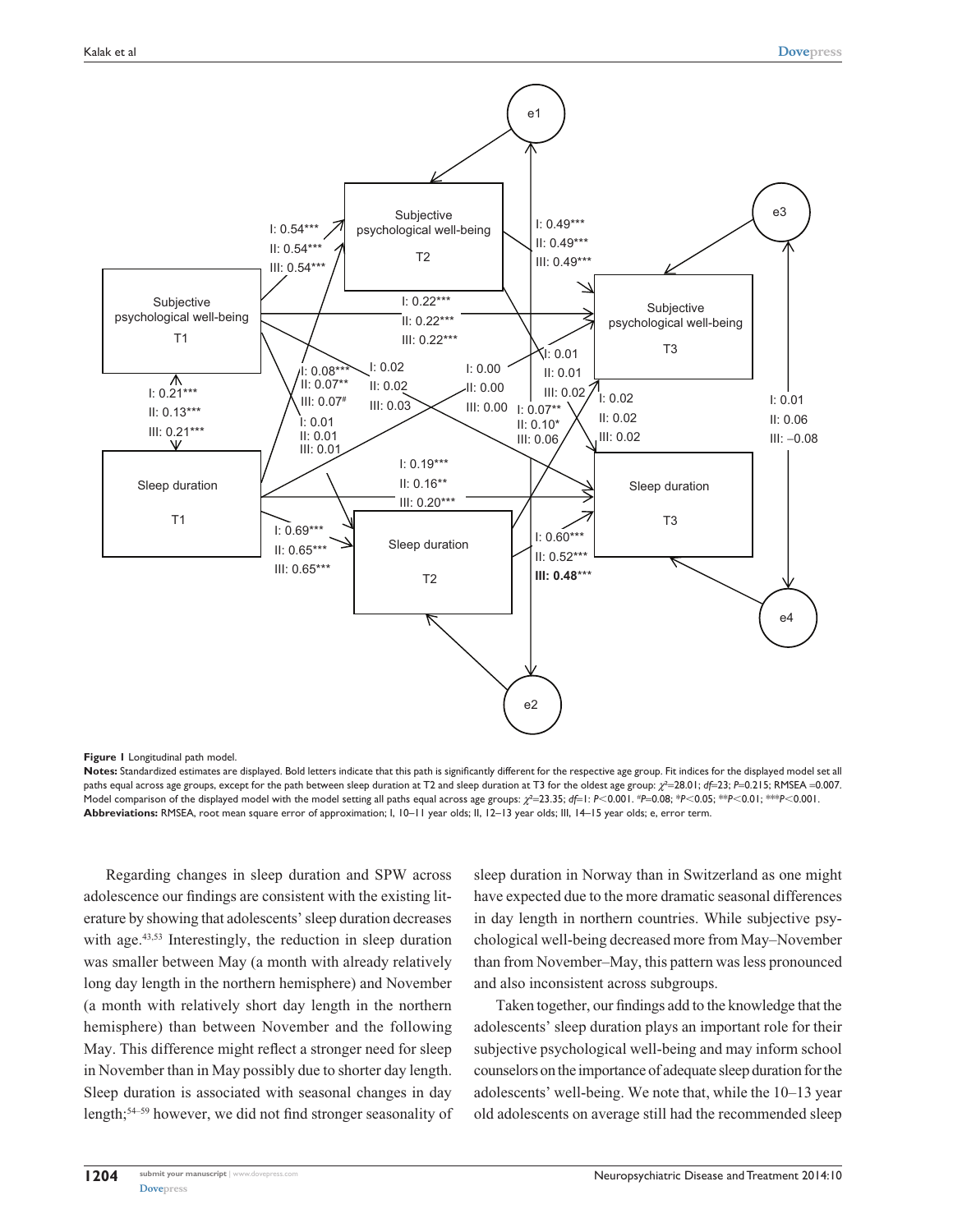**Figure 1** Longitudinal path model.

**Notes:** Standardized estimates are displayed. Bold letters indicate that this path is significantly different for the respective age group. Fit indices for the displayed model set all paths equal across age groups, except for the path between sleep duration at T2 and sleep duration at T3 for the oldest age group: $\chi^2$=28.01; *df*=23; *P*=0.215; RMSEA =0.007. Model comparison of the displayed model with the model setting all paths equal across age groups: $\chi^2$=23.35; *df*=1: *P*<0.001. #*P*=0.08; \**P*<0.05; \*\**P*<0.01; \*\*\**P*<0.001.
**Abbreviations:** RMSEA, root mean square error of approximation; I, 10–11 year olds; II, 12–13 year olds; III, 14–15 year olds; e, error term.

Regarding changes in sleep duration and SPW across adolescence our findings are consistent with the existing literature by showing that adolescents' sleep duration decreases with age.[43,53] Interestingly, the reduction in sleep duration was smaller between May (a month with already relatively long day length in the northern hemisphere) and November (a month with relatively short day length in the northern hemisphere) than between November and the following May. This difference might reflect a stronger need for sleep in November than in May possibly due to shorter day length. Sleep duration is associated with seasonal changes in day length;[54–59] however, we did not find stronger seasonality of sleep duration in Norway than in Switzerland as one might have expected due to the more dramatic seasonal differences in day length in northern countries. While subjective psychological well-being decreased more from May–November than from November–May, this pattern was less pronounced and also inconsistent across subgroups.

Taken together, our findings add to the knowledge that the adolescents' sleep duration plays an important role for their subjective psychological well-being and may inform school counselors on the importance of adequate sleep duration for the adolescents' well-being. We note that, while the 10–13 year old adolescents on average still had the recommended sleep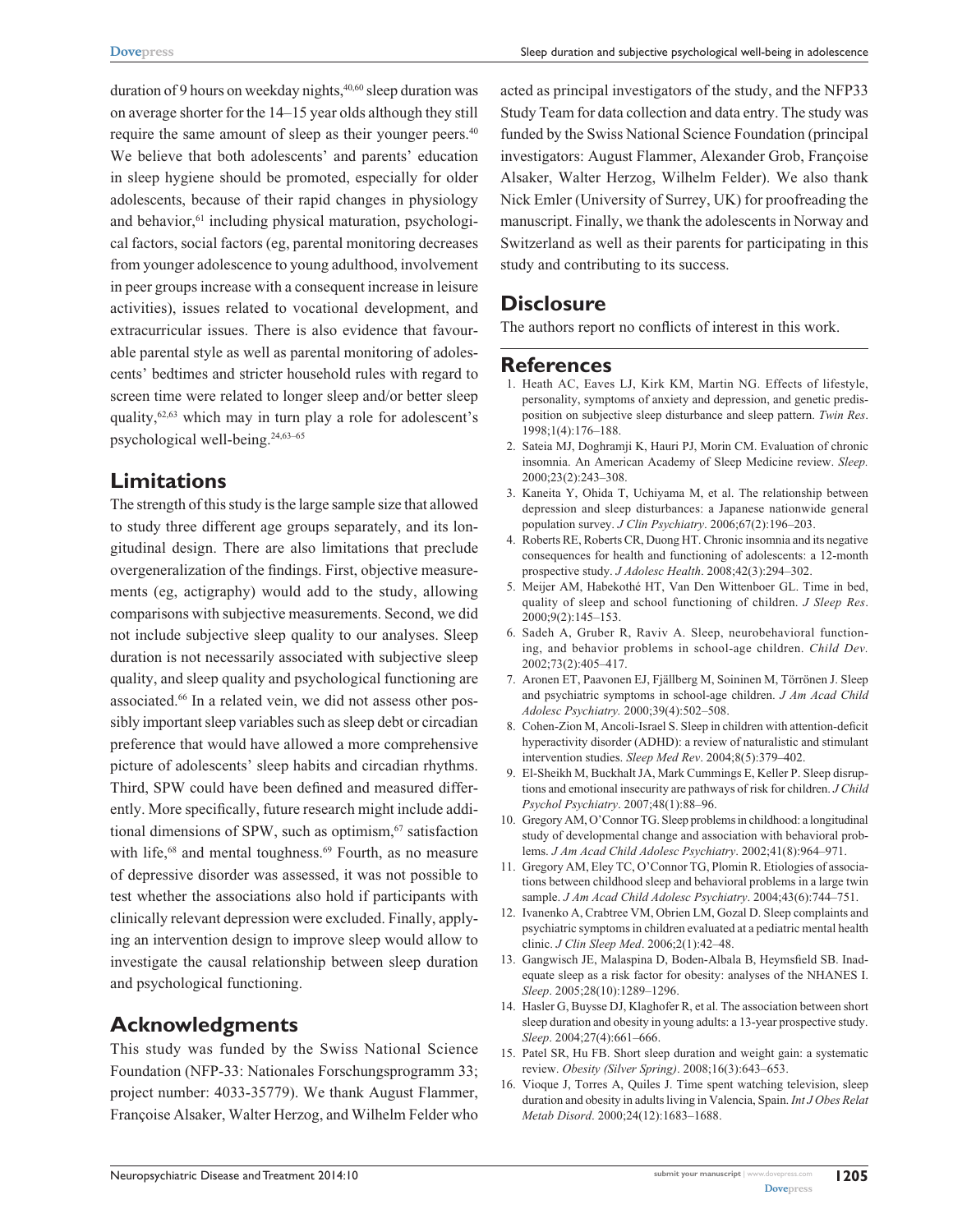duration of 9 hours on weekday nights,[40,60] sleep duration was on average shorter for the 14–15 year olds although they still require the same amount of sleep as their younger peers.[40] We believe that both adolescents' and parents' education in sleep hygiene should be promoted, especially for older adolescents, because of their rapid changes in physiology and behavior,[61] including physical maturation, psychological factors, social factors (eg, parental monitoring decreases from younger adolescence to young adulthood, involvement in peer groups increase with a consequent increase in leisure activities), issues related to vocational development, and extracurricular issues. There is also evidence that favourable parental style as well as parental monitoring of adolescents' bedtimes and stricter household rules with regard to screen time were related to longer sleep and/or better sleep quality,[62,63] which may in turn play a role for adolescent's psychological well-being.[24,63–65]

## Limitations

The strength of this study is the large sample size that allowed to study three different age groups separately, and its longitudinal design. There are also limitations that preclude overgeneralization of the findings. First, objective measurements (eg, actigraphy) would add to the study, allowing comparisons with subjective measurements. Second, we did not include subjective sleep quality to our analyses. Sleep duration is not necessarily associated with subjective sleep quality, and sleep quality and psychological functioning are associated.[66] In a related vein, we did not assess other possibly important sleep variables such as sleep debt or circadian preference that would have allowed a more comprehensive picture of adolescents' sleep habits and circadian rhythms. Third, SPW could have been defined and measured differently. More specifically, future research might include additional dimensions of SPW, such as optimism,[67] satisfaction with life,[68] and mental toughness.[69] Fourth, as no measure of depressive disorder was assessed, it was not possible to test whether the associations also hold if participants with clinically relevant depression were excluded. Finally, applying an intervention design to improve sleep would allow to investigate the causal relationship between sleep duration and psychological functioning.

## Acknowledgments

This study was funded by the Swiss National Science Foundation (NFP-33: Nationales Forschungsprogramm 33; project number: 4033-35779). We thank August Flammer, Françoise Alsaker, Walter Herzog, and Wilhelm Felder who acted as principal investigators of the study, and the NFP33 Study Team for data collection and data entry. The study was funded by the Swiss National Science Foundation (principal investigators: August Flammer, Alexander Grob, Françoise Alsaker, Walter Herzog, Wilhelm Felder). We also thank Nick Emler (University of Surrey, UK) for proofreading the manuscript. Finally, we thank the adolescents in Norway and Switzerland as well as their parents for participating in this study and contributing to its success.

## Disclosure

The authors report no conflicts of interest in this work.

## References

1. Heath AC, Eaves LJ, Kirk KM, Martin NG. Effects of lifestyle, personality, symptoms of anxiety and depression, and genetic predisposition on subjective sleep disturbance and sleep pattern. *Twin Res*. 1998;1(4):176–188.
2. Sateia MJ, Doghramji K, Hauri PJ, Morin CM. Evaluation of chronic insomnia. An American Academy of Sleep Medicine review. *Sleep.* 2000;23(2):243–308.
3. Kaneita Y, Ohida T, Uchiyama M, et al. The relationship between depression and sleep disturbances: a Japanese nationwide general population survey. *J Clin Psychiatry*. 2006;67(2):196–203.
4. Roberts RE, Roberts CR, Duong HT. Chronic insomnia and its negative consequences for health and functioning of adolescents: a 12-month prospective study. *J Adolesc Health*. 2008;42(3):294–302.
5. Meijer AM, Habekothé HT, Van Den Wittenboer GL. Time in bed, quality of sleep and school functioning of children. *J Sleep Res*. 2000;9(2):145–153.
6. Sadeh A, Gruber R, Raviv A. Sleep, neurobehavioral functioning, and behavior problems in school-age children. *Child Dev.* 2002;73(2):405–417.
7. Aronen ET, Paavonen EJ, Fjällberg M, Soininen M, Törrönen J. Sleep and psychiatric symptoms in school-age children. *J Am Acad Child Adolesc Psychiatry.* 2000;39(4):502–508.
8. Cohen-Zion M, Ancoli-Israel S. Sleep in children with attention-deficit hyperactivity disorder (ADHD): a review of naturalistic and stimulant intervention studies. *Sleep Med Rev*. 2004;8(5):379–402.
9. El-Sheikh M, Buckhalt JA, Mark Cummings E, Keller P. Sleep disruptions and emotional insecurity are pathways of risk for children. *J Child Psychol Psychiatry*. 2007;48(1):88–96.
10. Gregory AM, O'Connor TG. Sleep problems in childhood: a longitudinal study of developmental change and association with behavioral problems. *J Am Acad Child Adolesc Psychiatry*. 2002;41(8):964–971.
11. Gregory AM, Eley TC, O'Connor TG, Plomin R. Etiologies of associations between childhood sleep and behavioral problems in a large twin sample. *J Am Acad Child Adolesc Psychiatry*. 2004;43(6):744–751.
12. Ivanenko A, Crabtree VM, Obrien LM, Gozal D. Sleep complaints and psychiatric symptoms in children evaluated at a pediatric mental health clinic. *J Clin Sleep Med*. 2006;2(1):42–48.
13. Gangwisch JE, Malaspina D, Boden-Albala B, Heymsfield SB. Inadequate sleep as a risk factor for obesity: analyses of the NHANES I. *Sleep*. 2005;28(10):1289–1296.
14. Hasler G, Buysse DJ, Klaghofer R, et al. The association between short sleep duration and obesity in young adults: a 13-year prospective study. *Sleep*. 2004;27(4):661–666.
15. Patel SR, Hu FB. Short sleep duration and weight gain: a systematic review. *Obesity (Silver Spring)*. 2008;16(3):643–653.
16. Vioque J, Torres A, Quiles J. Time spent watching television, sleep duration and obesity in adults living in Valencia, Spain. *Int J Obes Relat Metab Disord*. 2000;24(12):1683–1688.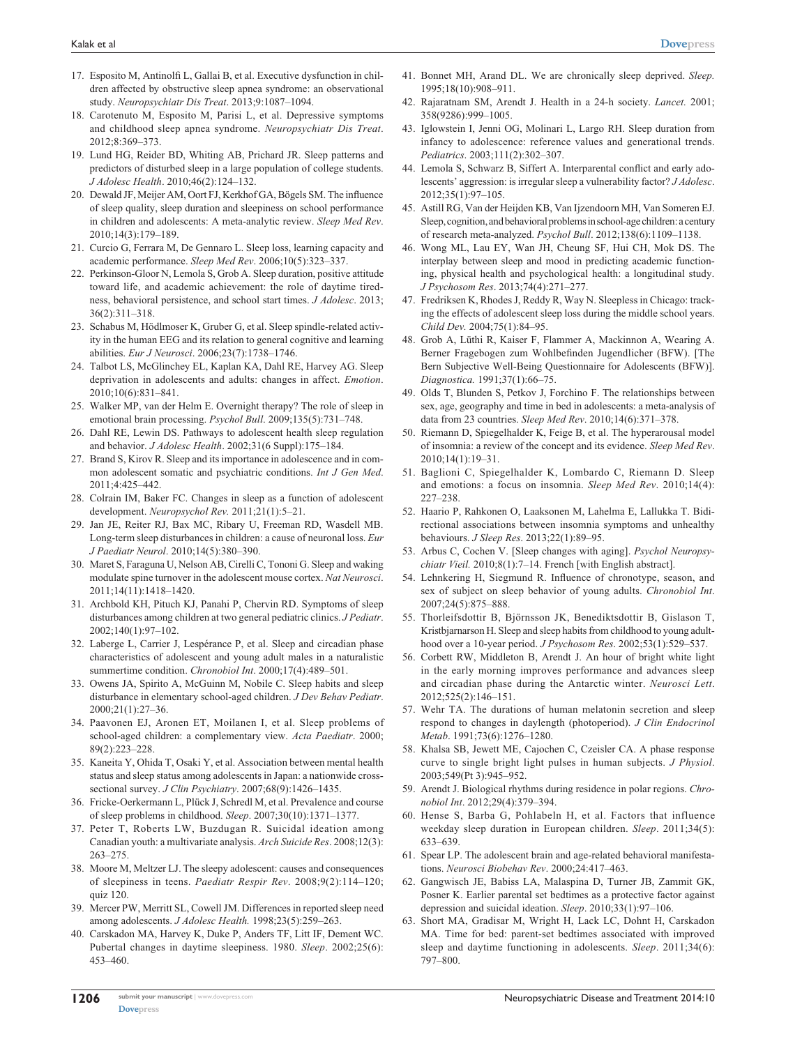17. Esposito M, Antinolfi L, Gallai B, et al. Executive dysfunction in children affected by obstructive sleep apnea syndrome: an observational study. *Neuropsychiatr Dis Treat*. 2013;9:1087–1094.
18. Carotenuto M, Esposito M, Parisi L, et al. Depressive symptoms and childhood sleep apnea syndrome. *Neuropsychiatr Dis Treat*. 2012;8:369–373.
19. Lund HG, Reider BD, Whiting AB, Prichard JR. Sleep patterns and predictors of disturbed sleep in a large population of college students. *J Adolesc Health*. 2010;46(2):124–132.
20. Dewald JF, Meijer AM, Oort FJ, Kerkhof GA, Bögels SM. The influence of sleep quality, sleep duration and sleepiness on school performance in children and adolescents: A meta-analytic review. *Sleep Med Rev*. 2010;14(3):179–189.
21. Curcio G, Ferrara M, De Gennaro L. Sleep loss, learning capacity and academic performance. *Sleep Med Rev*. 2006;10(5):323–337.
22. Perkinson-Gloor N, Lemola S, Grob A. Sleep duration, positive attitude toward life, and academic achievement: the role of daytime tiredness, behavioral persistence, and school start times. *J Adolesc*. 2013;36(2):311–318.
23. Schabus M, Hödlmoser K, Gruber G, et al. Sleep spindle-related activity in the human EEG and its relation to general cognitive and learning abilities. *Eur J Neurosci*. 2006;23(7):1738–1746.
24. Talbot LS, McGlinchey EL, Kaplan KA, Dahl RE, Harvey AG. Sleep deprivation in adolescents and adults: changes in affect. *Emotion*. 2010;10(6):831–841.
25. Walker MP, van der Helm E. Overnight therapy? The role of sleep in emotional brain processing. *Psychol Bull*. 2009;135(5):731–748.
26. Dahl RE, Lewin DS. Pathways to adolescent health sleep regulation and behavior. *J Adolesc Health*. 2002;31(6 Suppl):175–184.
27. Brand S, Kirov R. Sleep and its importance in adolescence and in common adolescent somatic and psychiatric conditions. *Int J Gen Med*. 2011;4:425–442.
28. Colrain IM, Baker FC. Changes in sleep as a function of adolescent development. *Neuropsychol Rev*. 2011;21(1):5–21.
29. Jan JE, Reiter RJ, Bax MC, Ribary U, Freeman RD, Wasdell MB. Long-term sleep disturbances in children: a cause of neuronal loss. *Eur J Paediatr Neurol*. 2010;14(5):380–390.
30. Maret S, Faraguna U, Nelson AB, Cirelli C, Tononi G. Sleep and waking modulate spine turnover in the adolescent mouse cortex. *Nat Neurosci*. 2011;14(11):1418–1420.
31. Archbold KH, Pituch KJ, Panahi P, Chervin RD. Symptoms of sleep disturbances among children at two general pediatric clinics. *J Pediatr*. 2002;140(1):97–102.
32. Laberge L, Carrier J, Lespérance P, et al. Sleep and circadian phase characteristics of adolescent and young adult males in a naturalistic summertime condition. *Chronobiol Int*. 2000;17(4):489–501.
33. Owens JA, Spirito A, McGuinn M, Nobile C. Sleep habits and sleep disturbance in elementary school-aged children. *J Dev Behav Pediatr*. 2000;21(1):27–36.
34. Paavonen EJ, Aronen ET, Moilanen I, et al. Sleep problems of school-aged children: a complementary view. *Acta Paediatr*. 2000; 89(2):223–228.
35. Kaneita Y, Ohida T, Osaki Y, et al. Association between mental health status and sleep status among adolescents in Japan: a nationwide cross-sectional survey. *J Clin Psychiatry*. 2007;68(9):1426–1435.
36. Fricke-Oerkermann L, Plück J, Schredl M, et al. Prevalence and course of sleep problems in childhood. *Sleep*. 2007;30(10):1371–1377.
37. Peter T, Roberts LW, Buzdugan R. Suicidal ideation among Canadian youth: a multivariate analysis. *Arch Suicide Res*. 2008;12(3):263–275.
38. Moore M, Meltzer LJ. The sleepy adolescent: causes and consequences of sleepiness in teens. *Paediatr Respir Rev*. 2008;9(2):114–120; quiz 120.
39. Mercer PW, Merritt SL, Cowell JM. Differences in reported sleep need among adolescents. *J Adolesc Health.* 1998;23(5):259–263.
40. Carskadon MA, Harvey K, Duke P, Anders TF, Litt IF, Dement WC. Pubertal changes in daytime sleepiness. 1980. *Sleep*. 2002;25(6):453–460.
41. Bonnet MH, Arand DL. We are chronically sleep deprived. *Sleep.* 1995;18(10):908–911.
42. Rajaratnam SM, Arendt J. Health in a 24-h society. *Lancet.* 2001;358(9286):999–1005.
43. Iglowstein I, Jenni OG, Molinari L, Largo RH. Sleep duration from infancy to adolescence: reference values and generational trends. *Pediatrics*. 2003;111(2):302–307.
44. Lemola S, Schwarz B, Siffert A. Interparental conflict and early adolescents' aggression: is irregular sleep a vulnerability factor? *J Adolesc*. 2012;35(1):97–105.
45. Astill RG, Van der Heijden KB, Van Ijzendoorn MH, Van Someren EJ. Sleep, cognition, and behavioral problems in school-age children: a century of research meta-analyzed. *Psychol Bull*. 2012;138(6):1109–1138.
46. Wong ML, Lau EY, Wan JH, Cheung SF, Hui CH, Mok DS. The interplay between sleep and mood in predicting academic functioning, physical health and psychological health: a longitudinal study. *J Psychosom Res*. 2013;74(4):271–277.
47. Fredriksen K, Rhodes J, Reddy R, Way N. Sleepless in Chicago: tracking the effects of adolescent sleep loss during the middle school years. *Child Dev.* 2004;75(1):84–95.
48. Grob A, Lüthi R, Kaiser F, Flammer A, Mackinnon A, Wearing A. Berner Fragebogen zum Wohlbefinden Jugendlicher (BFW). [The Bern Subjective Well-Being Questionnaire for Adolescents (BFW)]. *Diagnostica.* 1991;37(1):66–75.
49. Olds T, Blunden S, Petkov J, Forchino F. The relationships between sex, age, geography and time in bed in adolescents: a meta-analysis of data from 23 countries. *Sleep Med Rev*. 2010;14(6):371–378.
50. Riemann D, Spiegelhalder K, Feige B, et al. The hyperarousal model of insomnia: a review of the concept and its evidence. *Sleep Med Rev*. 2010;14(1):19–31.
51. Baglioni C, Spiegelhalder K, Lombardo C, Riemann D. Sleep and emotions: a focus on insomnia. *Sleep Med Rev*. 2010;14(4):227–238.
52. Haario P, Rahkonen O, Laaksonen M, Lahelma E, Lallukka T. Bidirectional associations between insomnia symptoms and unhealthy behaviours. *J Sleep Res*. 2013;22(1):89–95.
53. Arbus C, Cochen V. [Sleep changes with aging]. *Psychol Neuropsychiatr Vieil.* 2010;8(1):7–14. French [with English abstract].
54. Lehnkering H, Siegmund R. Influence of chronotype, season, and sex of subject on sleep behavior of young adults. *Chronobiol Int*. 2007;24(5):875–888.
55. Thorleifsdottir B, Björnsson JK, Benediktsdottir B, Gislason T, Kristbjarnarson H. Sleep and sleep habits from childhood to young adulthood over a 10-year period. *J Psychosom Res*. 2002;53(1):529–537.
56. Corbett RW, Middleton B, Arendt J. An hour of bright white light in the early morning improves performance and advances sleep and circadian phase during the Antarctic winter. *Neurosci Lett*. 2012;525(2):146–151.
57. Wehr TA. The durations of human melatonin secretion and sleep respond to changes in daylength (photoperiod). *J Clin Endocrinol Metab*. 1991;73(6):1276–1280.
58. Khalsa SB, Jewett ME, Cajochen C, Czeisler CA. A phase response curve to single bright light pulses in human subjects. *J Physiol*. 2003;549(Pt 3):945–952.
59. Arendt J. Biological rhythms during residence in polar regions. *Chronobiol Int*. 2012;29(4):379–394.
60. Hense S, Barba G, Pohlabeln H, et al. Factors that influence weekday sleep duration in European children. *Sleep*. 2011;34(5):633–639.
61. Spear LP. The adolescent brain and age-related behavioral manifestations. *Neurosci Biobehav Rev*. 2000;24:417–463.
62. Gangwisch JE, Babiss LA, Malaspina D, Turner JB, Zammit GK, Posner K. Earlier parental set bedtimes as a protective factor against depression and suicidal ideation. *Sleep*. 2010;33(1):97–106.
63. Short MA, Gradisar M, Wright H, Lack LC, Dohnt H, Carskadon MA. Time for bed: parent-set bedtimes associated with improved sleep and daytime functioning in adolescents. *Sleep*. 2011;34(6):797–800.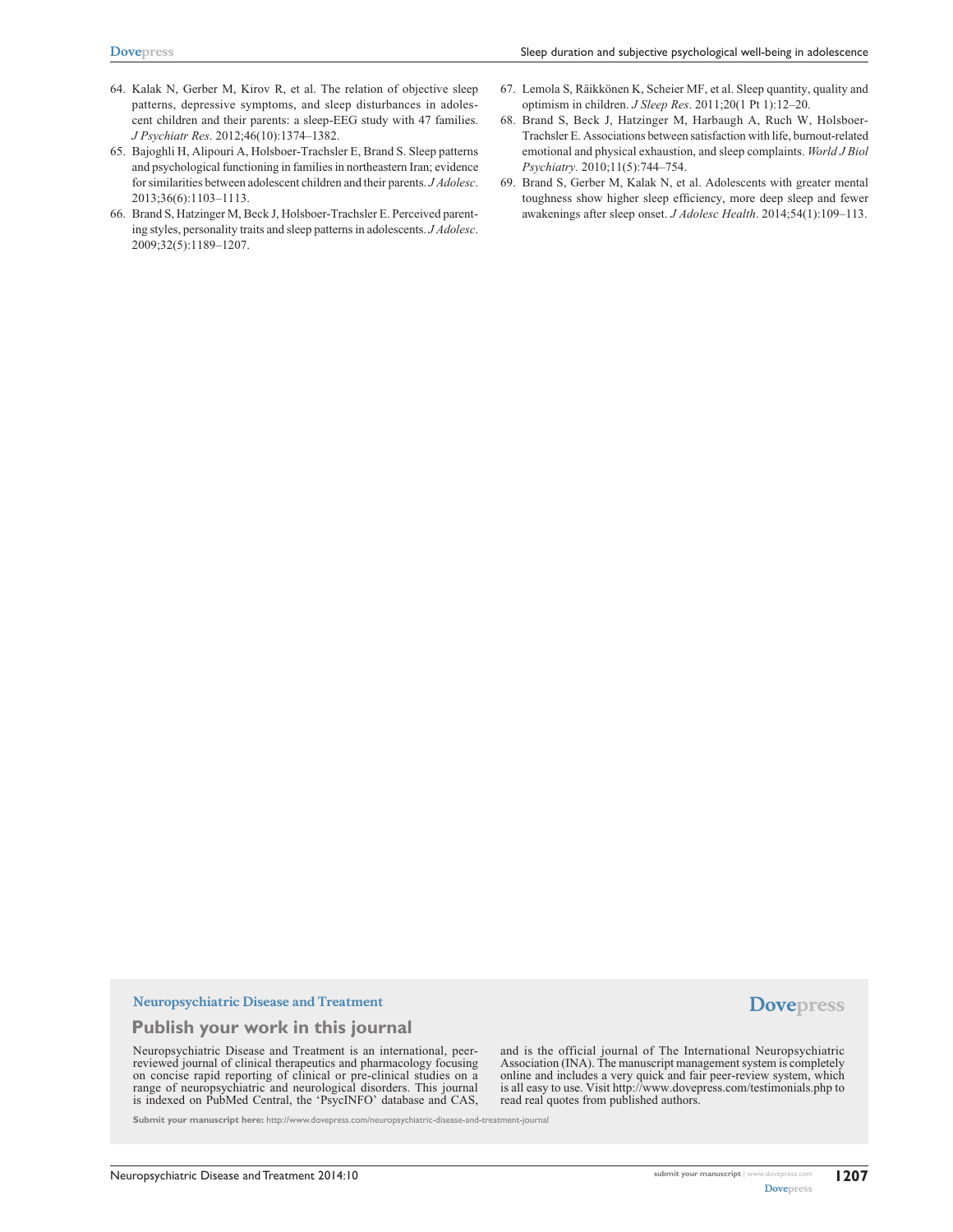64. Kalak N, Gerber M, Kirov R, et al. The relation of objective sleep patterns, depressive symptoms, and sleep disturbances in adolescent children and their parents: a sleep-EEG study with 47 families. *J Psychiatr Res*. 2012;46(10):1374–1382.
65. Bajoghli H, Alipouri A, Holsboer-Trachsler E, Brand S. Sleep patterns and psychological functioning in families in northeastern Iran; evidence for similarities between adolescent children and their parents. *J Adolesc*. 2013;36(6):1103–1113.
66. Brand S, Hatzinger M, Beck J, Holsboer-Trachsler E. Perceived parenting styles, personality traits and sleep patterns in adolescents. *J Adolesc*. 2009;32(5):1189–1207.
67. Lemola S, Räikkönen K, Scheier MF, et al. Sleep quantity, quality and optimism in children. *J Sleep Res*. 2011;20(1 Pt 1):12–20.
68. Brand S, Beck J, Hatzinger M, Harbaugh A, Ruch W, Holsboer-Trachsler E. Associations between satisfaction with life, burnout-related emotional and physical exhaustion, and sleep complaints. *World J Biol Psychiatry*. 2010;11(5):744–754.
69. Brand S, Gerber M, Kalak N, et al. Adolescents with greater mental toughness show higher sleep efficiency, more deep sleep and fewer awakenings after sleep onset. *J Adolesc Health*. 2014;54(1):109–113.

**Neuropsychiatric Disease and Treatment**

**Publish your work in this journal**

Neuropsychiatric Disease and Treatment is an international, peer-reviewed journal of clinical therapeutics and pharmacology focusing on concise rapid reporting of clinical or pre-clinical studies on a range of neuropsychiatric and neurological disorders. This journal is indexed on PubMed Central, the 'PsycINFO' database and CAS, and is the official journal of The International Neuropsychiatric Association (INA). The manuscript management system is completely online and includes a very quick and fair peer-review system, which is all easy to use. Visit http://www.dovepress.com/testimonials.php to read real quotes from published authors.

**Submit your manuscript here:** http://www.dovepress.com/neuropsychiatric-disease-and-treatment-journal